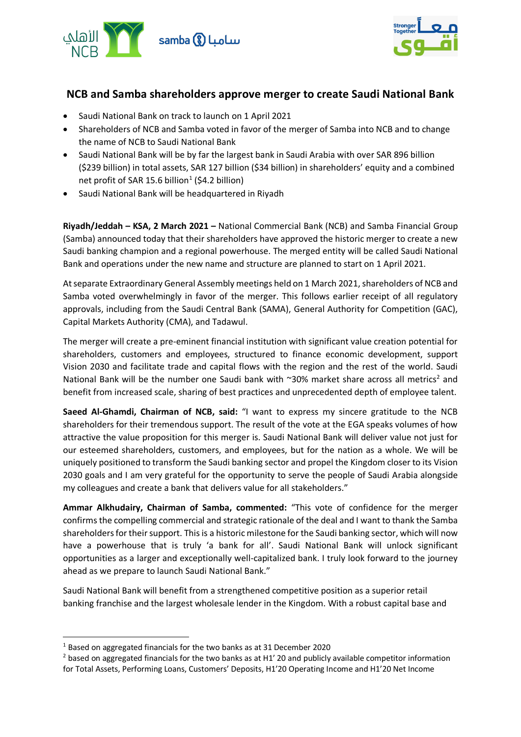# NCB and Samba shareholders approve merger to create Saudi National Bank

- Saudi National Bank on track to launch on 1 April 2021
- Shareholders of NCB and Samba voted in favor of the merger of Samba into NCB and to change the name of NCB to Saudi National Bank
- Saudi National Bank will be by far the largest bank in Saudi Arabia with over SAR 896 billion ($239 billion) in total assets, SAR 127 billion ($34 billion) in shareholders' equity and a combined net profit of SAR 15.6 billion[1] ($4.2 billion)
- Saudi National Bank will be headquartered in Riyadh

**Riyadh/Jeddah – KSA, 2 March 2021 –** National Commercial Bank (NCB) and Samba Financial Group (Samba) announced today that their shareholders have approved the historic merger to create a new Saudi banking champion and a regional powerhouse. The merged entity will be called Saudi National Bank and operations under the new name and structure are planned to start on 1 April 2021.

At separate Extraordinary General Assembly meetings held on 1 March 2021, shareholders of NCB and Samba voted overwhelmingly in favor of the merger. This follows earlier receipt of all regulatory approvals, including from the Saudi Central Bank (SAMA), General Authority for Competition (GAC), Capital Markets Authority (CMA), and Tadawul.

The merger will create a pre-eminent financial institution with significant value creation potential for shareholders, customers and employees, structured to finance economic development, support Vision 2030 and facilitate trade and capital flows with the region and the rest of the world. Saudi National Bank will be the number one Saudi bank with ~30% market share across all metrics[2] and benefit from increased scale, sharing of best practices and unprecedented depth of employee talent.

**Saeed Al-Ghamdi, Chairman of NCB, said:** "I want to express my sincere gratitude to the NCB shareholders for their tremendous support. The result of the vote at the EGA speaks volumes of how attractive the value proposition for this merger is. Saudi National Bank will deliver value not just for our esteemed shareholders, customers, and employees, but for the nation as a whole. We will be uniquely positioned to transform the Saudi banking sector and propel the Kingdom closer to its Vision 2030 goals and I am very grateful for the opportunity to serve the people of Saudi Arabia alongside my colleagues and create a bank that delivers value for all stakeholders."

**Ammar Alkhudairy, Chairman of Samba, commented:** "This vote of confidence for the merger confirms the compelling commercial and strategic rationale of the deal and I want to thank the Samba shareholders for their support. This is a historic milestone for the Saudi banking sector, which will now have a powerhouse that is truly 'a bank for all'. Saudi National Bank will unlock significant opportunities as a larger and exceptionally well-capitalized bank. I truly look forward to the journey ahead as we prepare to launch Saudi National Bank."

Saudi National Bank will benefit from a strengthened competitive position as a superior retail banking franchise and the largest wholesale lender in the Kingdom. With a robust capital base and

[1] Based on aggregated financials for the two banks as at 31 December 2020

[2] based on aggregated financials for the two banks as at H1' 20 and publicly available competitor information for Total Assets, Performing Loans, Customers' Deposits, H1'20 Operating Income and H1'20 Net Income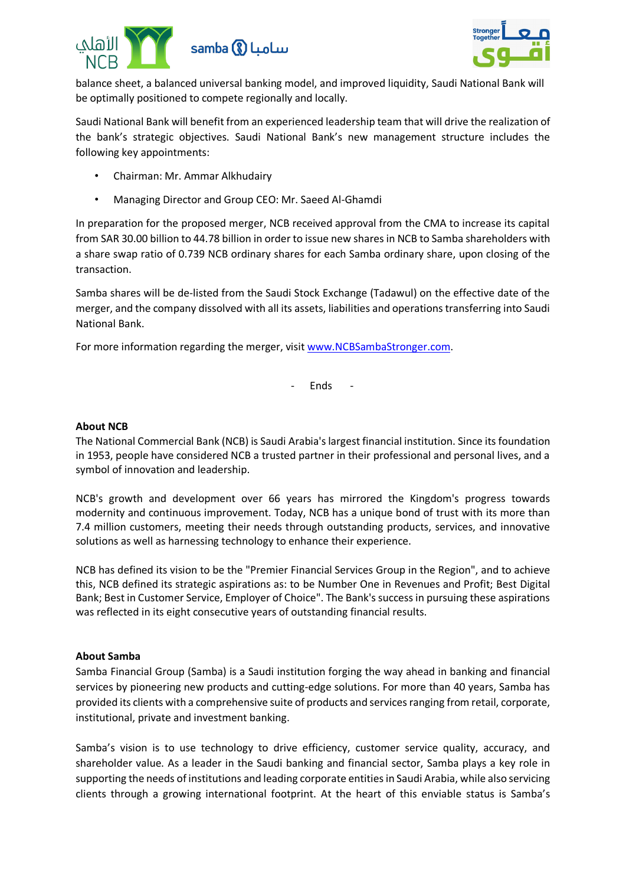balance sheet, a balanced universal banking model, and improved liquidity, Saudi National Bank will be optimally positioned to compete regionally and locally.

Saudi National Bank will benefit from an experienced leadership team that will drive the realization of the bank's strategic objectives. Saudi National Bank's new management structure includes the following key appointments:

- Chairman: Mr. Ammar Alkhudairy
- Managing Director and Group CEO: Mr. Saeed Al-Ghamdi

In preparation for the proposed merger, NCB received approval from the CMA to increase its capital from SAR 30.00 billion to 44.78 billion in order to issue new shares in NCB to Samba shareholders with a share swap ratio of 0.739 NCB ordinary shares for each Samba ordinary share, upon closing of the transaction.

Samba shares will be de-listed from the Saudi Stock Exchange (Tadawul) on the effective date of the merger, and the company dissolved with all its assets, liabilities and operations transferring into Saudi National Bank.

For more information regarding the merger, visit [www.NCBSambaStronger.com](http://www.NCBSambaStronger.com).

\- Ends -

**About NCB**

The National Commercial Bank (NCB) is Saudi Arabia's largest financial institution. Since its foundation in 1953, people have considered NCB a trusted partner in their professional and personal lives, and a symbol of innovation and leadership.

NCB's growth and development over 66 years has mirrored the Kingdom's progress towards modernity and continuous improvement. Today, NCB has a unique bond of trust with its more than 7.4 million customers, meeting their needs through outstanding products, services, and innovative solutions as well as harnessing technology to enhance their experience.

NCB has defined its vision to be the "Premier Financial Services Group in the Region", and to achieve this, NCB defined its strategic aspirations as: to be Number One in Revenues and Profit; Best Digital Bank; Best in Customer Service, Employer of Choice". The Bank's success in pursuing these aspirations was reflected in its eight consecutive years of outstanding financial results.

**About Samba**

Samba Financial Group (Samba) is a Saudi institution forging the way ahead in banking and financial services by pioneering new products and cutting-edge solutions. For more than 40 years, Samba has provided its clients with a comprehensive suite of products and services ranging from retail, corporate, institutional, private and investment banking.

Samba's vision is to use technology to drive efficiency, customer service quality, accuracy, and shareholder value. As a leader in the Saudi banking and financial sector, Samba plays a key role in supporting the needs of institutions and leading corporate entities in Saudi Arabia, while also servicing clients through a growing international footprint. At the heart of this enviable status is Samba's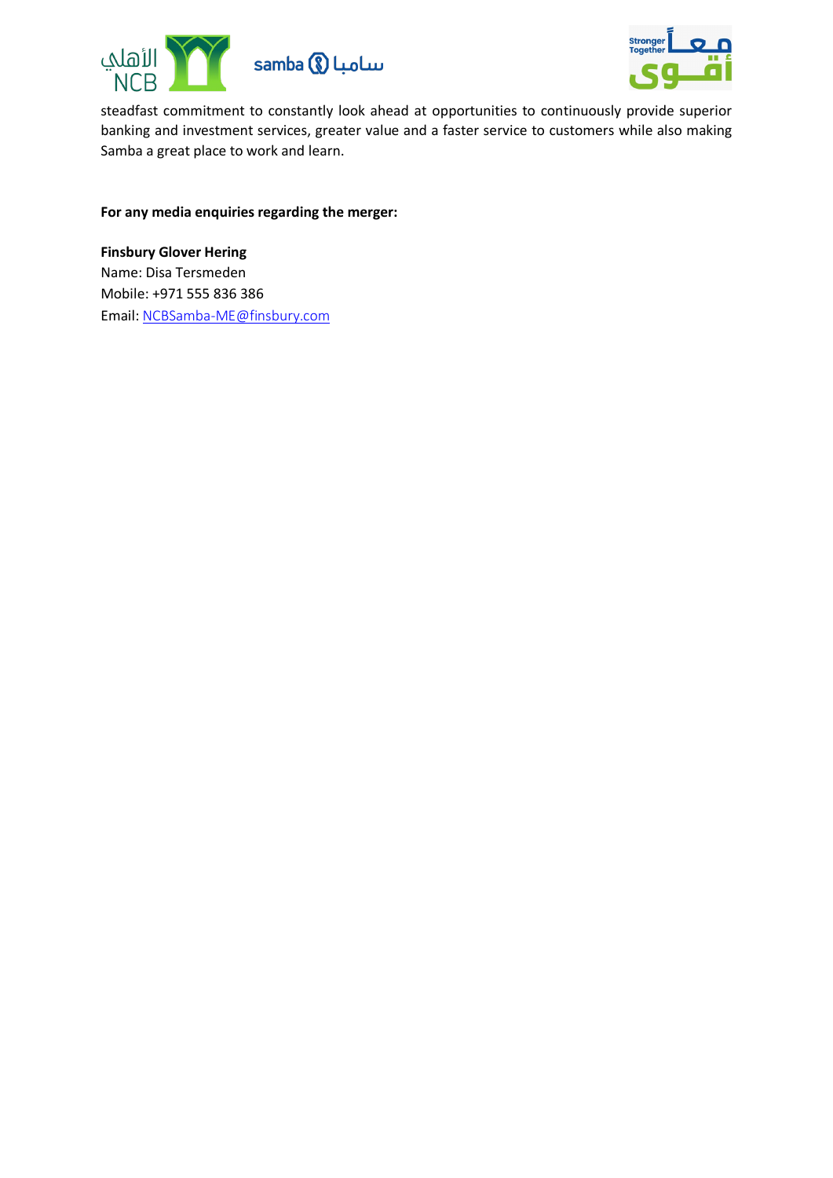steadfast commitment to constantly look ahead at opportunities to continuously provide superior banking and investment services, greater value and a faster service to customers while also making Samba a great place to work and learn.

**For any media enquiries regarding the merger:**

**Finsbury Glover Hering**
Name: Disa Tersmeden
Mobile: +971 555 836 386
Email: NCBSamba-ME@finsbury.com